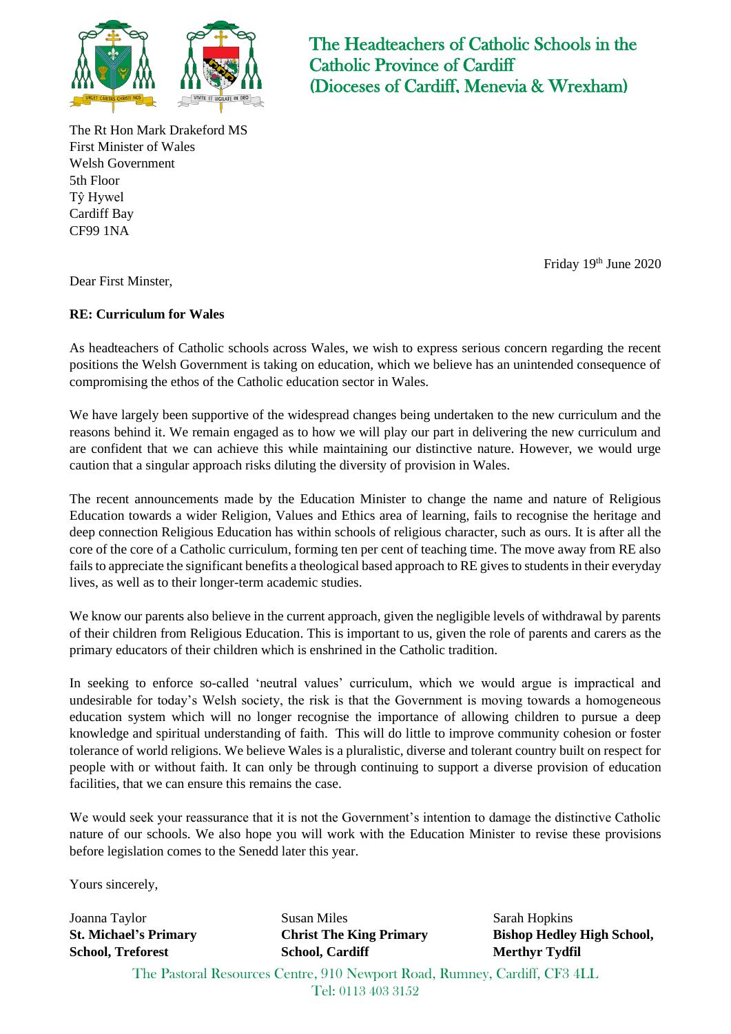# The Headteachers of Catholic Schools in the Catholic Province of Cardiff (Dioceses of Cardiff, Menevia & Wrexham)

The Rt Hon Mark Drakeford MS
First Minister of Wales
Welsh Government
5th Floor
Tŷ Hywel
Cardiff Bay
CF99 1NA

Friday 19th June 2020

Dear First Minster,

**RE: Curriculum for Wales**

As headteachers of Catholic schools across Wales, we wish to express serious concern regarding the recent positions the Welsh Government is taking on education, which we believe has an unintended consequence of compromising the ethos of the Catholic education sector in Wales.

We have largely been supportive of the widespread changes being undertaken to the new curriculum and the reasons behind it. We remain engaged as to how we will play our part in delivering the new curriculum and are confident that we can achieve this while maintaining our distinctive nature. However, we would urge caution that a singular approach risks diluting the diversity of provision in Wales.

The recent announcements made by the Education Minister to change the name and nature of Religious Education towards a wider Religion, Values and Ethics area of learning, fails to recognise the heritage and deep connection Religious Education has within schools of religious character, such as ours. It is after all the core of the core of a Catholic curriculum, forming ten per cent of teaching time. The move away from RE also fails to appreciate the significant benefits a theological based approach to RE gives to students in their everyday lives, as well as to their longer-term academic studies.

We know our parents also believe in the current approach, given the negligible levels of withdrawal by parents of their children from Religious Education. This is important to us, given the role of parents and carers as the primary educators of their children which is enshrined in the Catholic tradition.

In seeking to enforce so-called 'neutral values' curriculum, which we would argue is impractical and undesirable for today's Welsh society, the risk is that the Government is moving towards a homogeneous education system which will no longer recognise the importance of allowing children to pursue a deep knowledge and spiritual understanding of faith. This will do little to improve community cohesion or foster tolerance of world religions. We believe Wales is a pluralistic, diverse and tolerant country built on respect for people with or without faith. It can only be through continuing to support a diverse provision of education facilities, that we can ensure this remains the case.

We would seek your reassurance that it is not the Government's intention to damage the distinctive Catholic nature of our schools. We also hope you will work with the Education Minister to revise these provisions before legislation comes to the Senedd later this year.

Yours sincerely,

Joanna Taylor
**St. Michael's Primary School, Treforest**

Susan Miles
**Christ The King Primary School, Cardiff**

Sarah Hopkins
**Bishop Hedley High School, Merthyr Tydfil**

The Pastoral Resources Centre, 910 Newport Road, Rumney, Cardiff, CF3 4LL
Tel: 0113 403 3152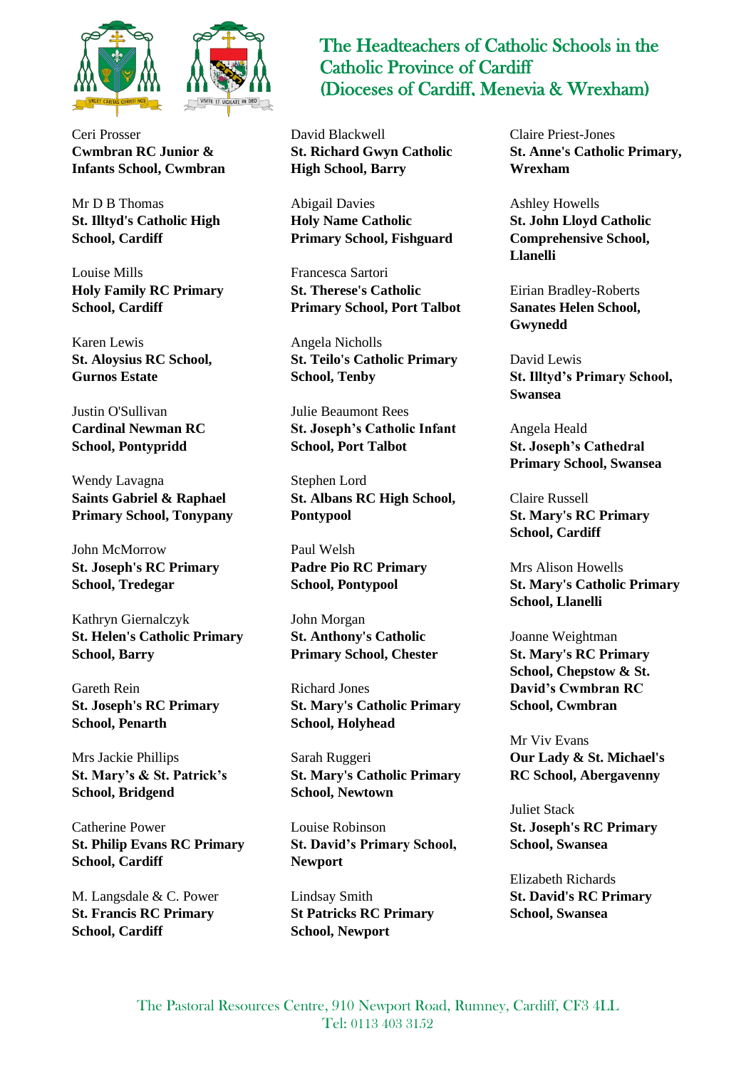## The Headteachers of Catholic Schools in the Catholic Province of Cardiff (Dioceses of Cardiff, Menevia & Wrexham)

Ceri Prosser
**Cwmbran RC Junior & Infants School, Cwmbran**

Mr D B Thomas
**St. Illtyd's Catholic High School, Cardiff**

Louise Mills
**Holy Family RC Primary School, Cardiff**

Karen Lewis
**St. Aloysius RC School, Gurnos Estate**

Justin O'Sullivan
**Cardinal Newman RC School, Pontypridd**

Wendy Lavagna
**Saints Gabriel & Raphael Primary School, Tonypany**

John McMorrow
**St. Joseph's RC Primary School, Tredegar**

Kathryn Giernalczyk
**St. Helen's Catholic Primary School, Barry**

Gareth Rein
**St. Joseph's RC Primary School, Penarth**

Mrs Jackie Phillips
**St. Mary's & St. Patrick's School, Bridgend**

Catherine Power
**St. Philip Evans RC Primary School, Cardiff**

M. Langsdale & C. Power
**St. Francis RC Primary School, Cardiff**

David Blackwell
**St. Richard Gwyn Catholic High School, Barry**

Abigail Davies
**Holy Name Catholic Primary School, Fishguard**

Francesca Sartori
**St. Therese's Catholic Primary School, Port Talbot**

Angela Nicholls
**St. Teilo's Catholic Primary School, Tenby**

Julie Beaumont Rees
**St. Joseph's Catholic Infant School, Port Talbot**

Stephen Lord
**St. Albans RC High School, Pontypool**

Paul Welsh
**Padre Pio RC Primary School, Pontypool**

John Morgan
**St. Anthony's Catholic Primary School, Chester**

Richard Jones
**St. Mary's Catholic Primary School, Holyhead**

Sarah Ruggeri
**St. Mary's Catholic Primary School, Newtown**

Louise Robinson
**St. David's Primary School, Newport**

Lindsay Smith
**St Patricks RC Primary School, Newport**

Claire Priest-Jones
**St. Anne's Catholic Primary, Wrexham**

Ashley Howells
**St. John Lloyd Catholic Comprehensive School, Llanelli**

Eirian Bradley-Roberts
**Sanates Helen School, Gwynedd**

David Lewis
**St. Illtyd's Primary School, Swansea**

Angela Heald
**St. Joseph's Cathedral Primary School, Swansea**

Claire Russell
**St. Mary's RC Primary School, Cardiff**

Mrs Alison Howells
**St. Mary's Catholic Primary School, Llanelli**

Joanne Weightman
**St. Mary's RC Primary School, Chepstow & St. David's Cwmbran RC School, Cwmbran**

Mr Viv Evans
**Our Lady & St. Michael's RC School, Abergavenny**

Juliet Stack
**St. Joseph's RC Primary School, Swansea**

Elizabeth Richards
**St. David's RC Primary School, Swansea**

The Pastoral Resources Centre, 910 Newport Road, Rumney, Cardiff, CF3 4LL
Tel: 0113 403 3152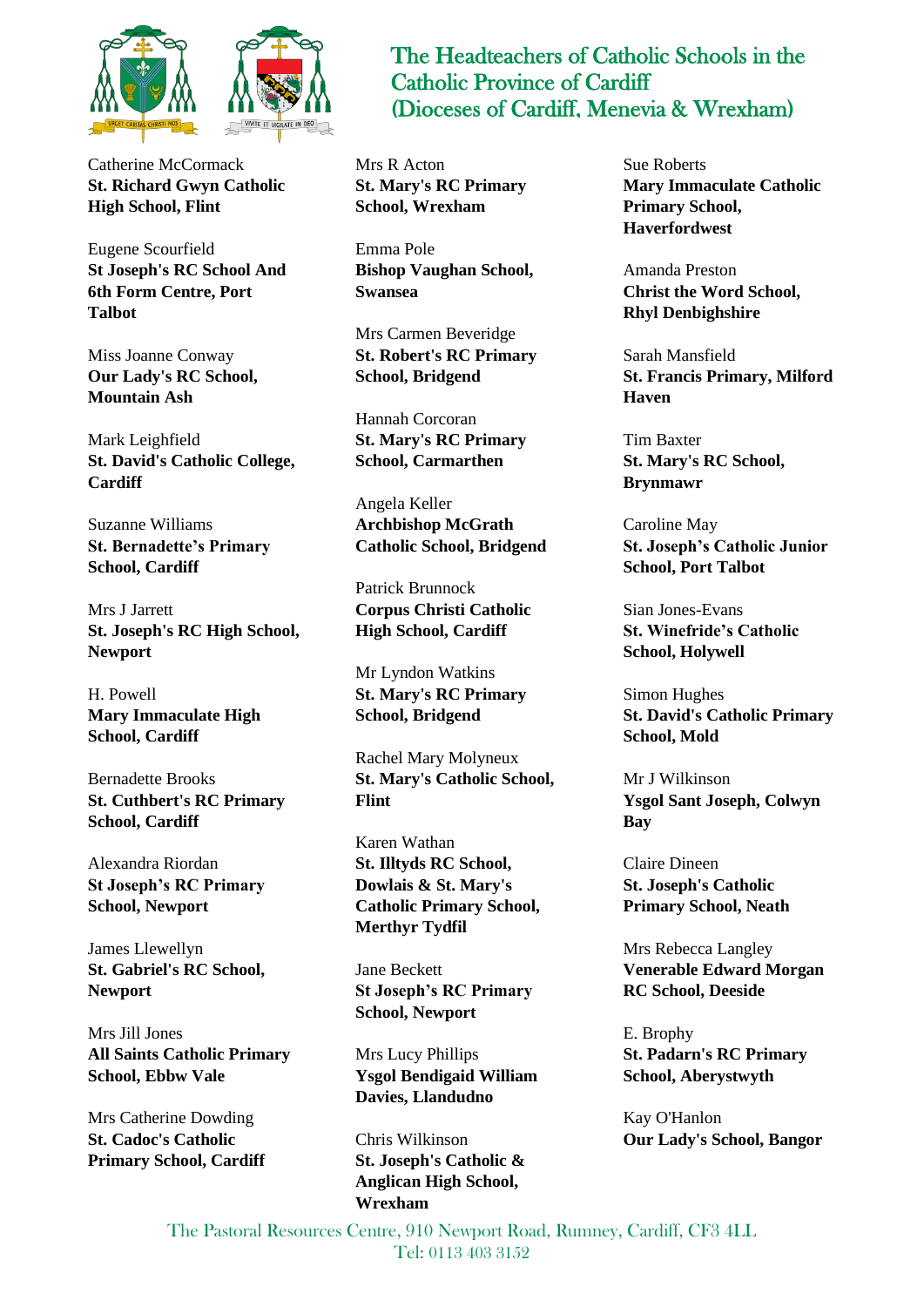# The Headteachers of Catholic Schools in the Catholic Province of Cardiff (Dioceses of Cardiff, Menevia & Wrexham)

Catherine McCormack
**St. Richard Gwyn Catholic High School, Flint**

Eugene Scourfield
**St Joseph's RC School And 6th Form Centre, Port Talbot**

Miss Joanne Conway
**Our Lady's RC School, Mountain Ash**

Mark Leighfield
**St. David's Catholic College, Cardiff**

Suzanne Williams
**St. Bernadette's Primary School, Cardiff**

Mrs J Jarrett
**St. Joseph's RC High School, Newport**

H. Powell
**Mary Immaculate High School, Cardiff**

Bernadette Brooks
**St. Cuthbert's RC Primary School, Cardiff**

Alexandra Riordan
**St Joseph's RC Primary School, Newport**

James Llewellyn
**St. Gabriel's RC School, Newport**

Mrs Jill Jones
**All Saints Catholic Primary School, Ebbw Vale**

Mrs Catherine Dowding
**St. Cadoc's Catholic Primary School, Cardiff**

Mrs R Acton
**St. Mary's RC Primary School, Wrexham**

Emma Pole
**Bishop Vaughan School, Swansea**

Mrs Carmen Beveridge
**St. Robert's RC Primary School, Bridgend**

Hannah Corcoran
**St. Mary's RC Primary School, Carmarthen**

Angela Keller
**Archbishop McGrath Catholic School, Bridgend**

Patrick Brunnock
**Corpus Christi Catholic High School, Cardiff**

Mr Lyndon Watkins
**St. Mary's RC Primary School, Bridgend**

Rachel Mary Molyneux
**St. Mary's Catholic School, Flint**

Karen Wathan
**St. Illtyds RC School, Dowlais & St. Mary's Catholic Primary School, Merthyr Tydfil**

Jane Beckett
**St Joseph's RC Primary School, Newport**

Mrs Lucy Phillips
**Ysgol Bendigaid William Davies, Llandudno**

Chris Wilkinson
**St. Joseph's Catholic & Anglican High School, Wrexham**

Sue Roberts
**Mary Immaculate Catholic Primary School, Haverfordwest**

Amanda Preston
**Christ the Word School, Rhyl Denbighshire**

Sarah Mansfield
**St. Francis Primary, Milford Haven**

Tim Baxter
**St. Mary's RC School, Brynmawr**

Caroline May
**St. Joseph's Catholic Junior School, Port Talbot**

Sian Jones-Evans
**St. Winefride's Catholic School, Holywell**

Simon Hughes
**St. David's Catholic Primary School, Mold**

Mr J Wilkinson
**Ysgol Sant Joseph, Colwyn Bay**

Claire Dineen
**St. Joseph's Catholic Primary School, Neath**

Mrs Rebecca Langley
**Venerable Edward Morgan RC School, Deeside**

E. Brophy
**St. Padarn's RC Primary School, Aberystwyth**

Kay O'Hanlon
**Our Lady's School, Bangor**

The Pastoral Resources Centre, 910 Newport Road, Rumney, Cardiff, CF3 4LL
Tel: 0113 403 3152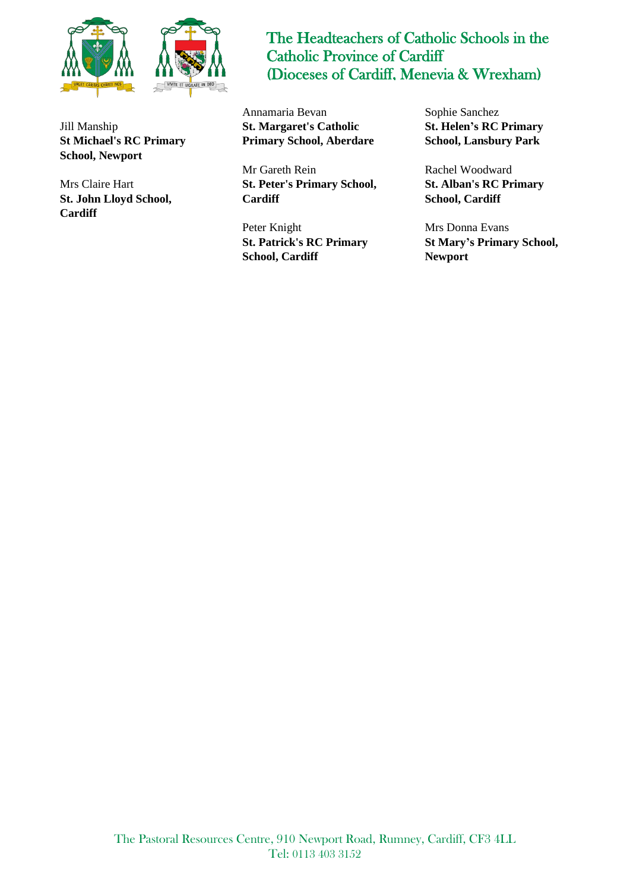# The Headteachers of Catholic Schools in the Catholic Province of Cardiff (Dioceses of Cardiff, Menevia & Wrexham)

Jill Manship
**St Michael's RC Primary School, Newport**

Mrs Claire Hart
**St. John Lloyd School, Cardiff**

Annamaria Bevan
**St. Margaret's Catholic Primary School, Aberdare**

Mr Gareth Rein
**St. Peter's Primary School, Cardiff**

Peter Knight
**St. Patrick's RC Primary School, Cardiff**

Sophie Sanchez
**St. Helen's RC Primary School, Lansbury Park**

Rachel Woodward
**St. Alban's RC Primary School, Cardiff**

Mrs Donna Evans
**St Mary's Primary School, Newport**

The Pastoral Resources Centre, 910 Newport Road, Rumney, Cardiff, CF3 4LL
Tel: 0113 403 3152